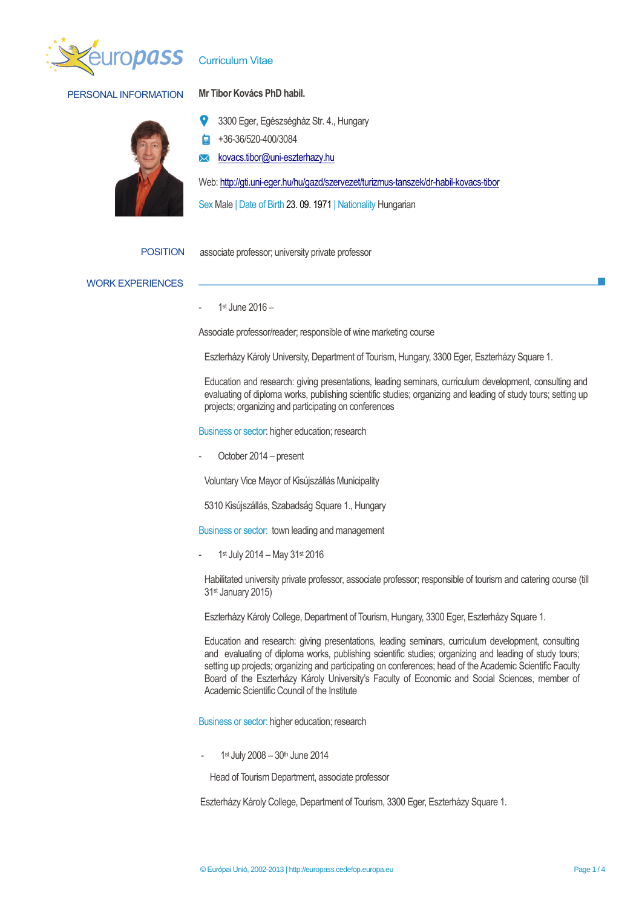europass Curriculum Vitae

## PERSONAL INFORMATION

**Mr Tibor Kovács PhD habil.**

3300 Eger, Egészségház Str. 4., Hungary

+36-36/520-400/3084

kovacs.tibor@uni-eszterhazy.hu

Web: http://gti.uni-eger.hu/hu/gazd/szervezet/turizmus-tanszek/dr-habil-kovacs-tibor

Sex Male | Date of Birth 23. 09. 1971 | Nationality Hungarian

## POSITION

associate professor; university private professor

## WORK EXPERIENCES

- 1st June 2016 –

Associate professor/reader; responsible of wine marketing course

Eszterházy Károly University, Department of Tourism, Hungary, 3300 Eger, Eszterházy Square 1.

Education and research: giving presentations, leading seminars, curriculum development, consulting and evaluating of diploma works, publishing scientific studies; organizing and leading of study tours; setting up projects; organizing and participating on conferences

Business or sector: higher education; research

- October 2014 – present

Voluntary Vice Mayor of Kisújszállás Municipality

5310 Kisújszállás, Szabadság Square 1., Hungary

Business or sector: town leading and management

- 1st July 2014 – May 31st 2016

Habilitated university private professor, associate professor; responsible of tourism and catering course (till 31st January 2015)

Eszterházy Károly College, Department of Tourism, Hungary, 3300 Eger, Eszterházy Square 1.

Education and research: giving presentations, leading seminars, curriculum development, consulting and evaluating of diploma works, publishing scientific studies; organizing and leading of study tours; setting up projects; organizing and participating on conferences; head of the Academic Scientific Faculty Board of the Eszterházy Károly University's Faculty of Economic and Social Sciences, member of Academic Scientific Council of the Institute

Business or sector: higher education; research

- 1st July 2008 – 30th June 2014

Head of Tourism Department, associate professor

Eszterházy Károly College, Department of Tourism, 3300 Eger, Eszterházy Square 1.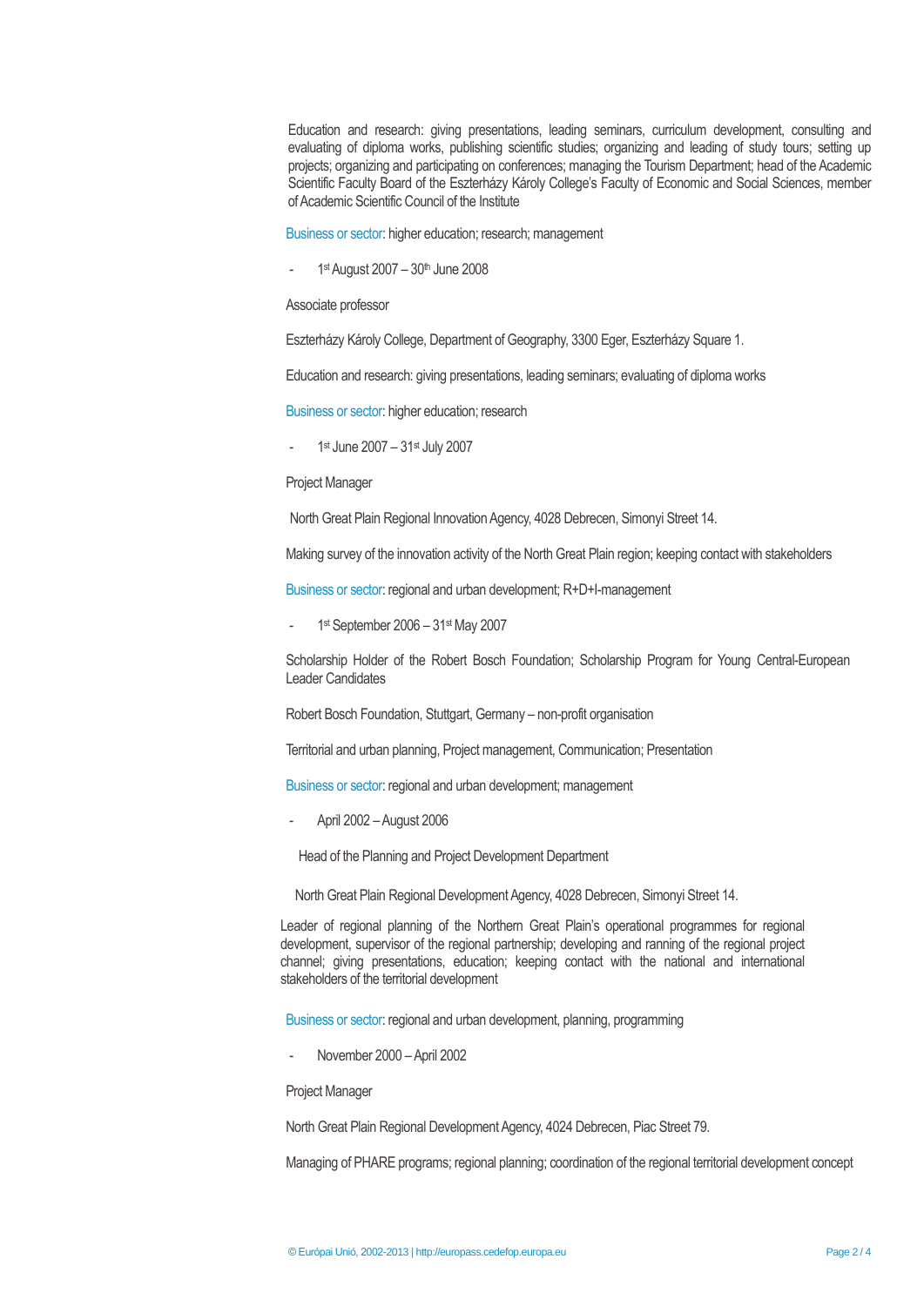Education and research: giving presentations, leading seminars, curriculum development, consulting and evaluating of diploma works, publishing scientific studies; organizing and leading of study tours; setting up projects; organizing and participating on conferences; managing the Tourism Department; head of the Academic Scientific Faculty Board of the Eszterházy Károly College's Faculty of Economic and Social Sciences, member of Academic Scientific Council of the Institute

Business or sector: higher education; research; management

- 1st August 2007 – 30th June 2008

Associate professor

Eszterházy Károly College, Department of Geography, 3300 Eger, Eszterházy Square 1.

Education and research: giving presentations, leading seminars; evaluating of diploma works

Business or sector: higher education; research

- 1st June 2007 – 31st July 2007

Project Manager

North Great Plain Regional Innovation Agency, 4028 Debrecen, Simonyi Street 14.

Making survey of the innovation activity of the North Great Plain region; keeping contact with stakeholders

Business or sector: regional and urban development; R+D+I-management

- 1st September 2006 – 31st May 2007

Scholarship Holder of the Robert Bosch Foundation; Scholarship Program for Young Central-European Leader Candidates

Robert Bosch Foundation, Stuttgart, Germany – non-profit organisation

Territorial and urban planning, Project management, Communication; Presentation

Business or sector: regional and urban development; management

- April 2002 – August 2006

Head of the Planning and Project Development Department

North Great Plain Regional Development Agency, 4028 Debrecen, Simonyi Street 14.

Leader of regional planning of the Northern Great Plain's operational programmes for regional development, supervisor of the regional partnership; developing and ranning of the regional project channel; giving presentations, education; keeping contact with the national and international stakeholders of the territorial development

Business or sector: regional and urban development, planning, programming

- November 2000 – April 2002

Project Manager

North Great Plain Regional Development Agency, 4024 Debrecen, Piac Street 79.

Managing of PHARE programs; regional planning; coordination of the regional territorial development concept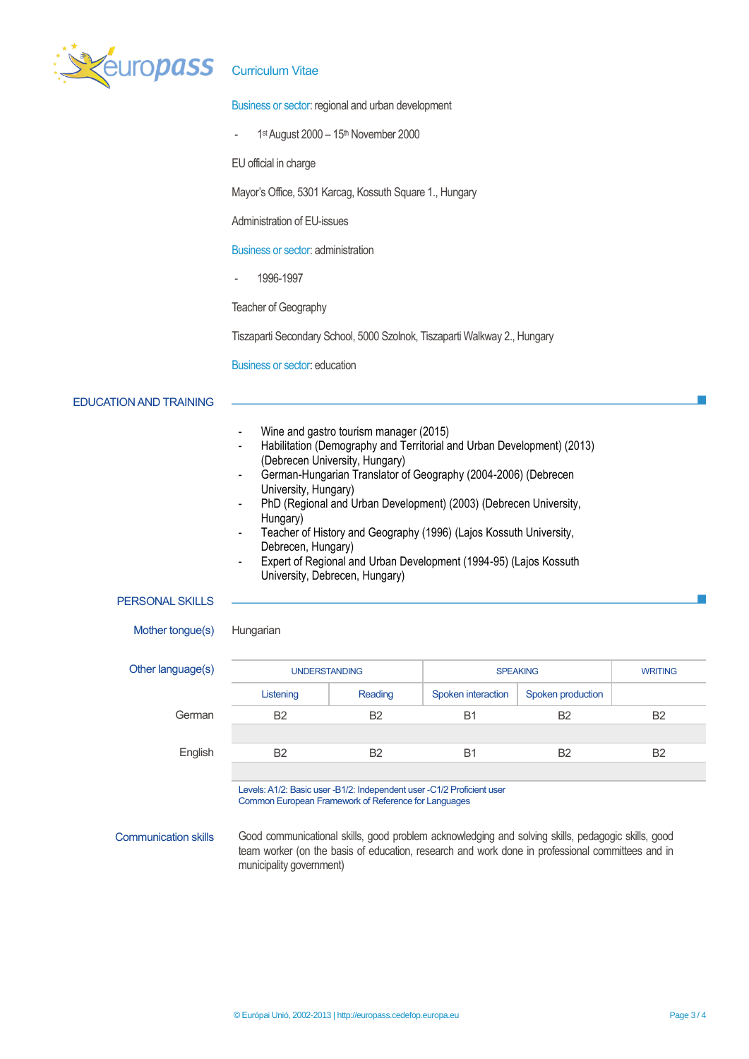Curriculum Vitae

Business or sector: regional and urban development

- 1st August 2000 – 15th November 2000

EU official in charge

Mayor's Office, 5301 Karcag, Kossuth Square 1., Hungary

Administration of EU-issues

Business or sector: administration

- 1996-1997

Teacher of Geography

Tiszaparti Secondary School, 5000 Szolnok, Tiszaparti Walkway 2., Hungary

Business or sector: education

## EDUCATION AND TRAINING

- Wine and gastro tourism manager (2015)
- Habilitation (Demography and Territorial and Urban Development) (2013) (Debrecen University, Hungary)
- German-Hungarian Translator of Geography (2004-2006) (Debrecen University, Hungary)
- PhD (Regional and Urban Development) (2003) (Debrecen University, Hungary)
- Teacher of History and Geography (1996) (Lajos Kossuth University, Debrecen, Hungary)
- Expert of Regional and Urban Development (1994-95) (Lajos Kossuth University, Debrecen, Hungary)

## PERSONAL SKILLS

Mother tongue(s): Hungarian

Other language(s)

| | UNDERSTANDING | | SPEAKING | | WRITING |
|---|---|---|---|---|---|
| | Listening | Reading | Spoken interaction | Spoken production | |
| German | B2 | B2 | B1 | B2 | B2 |
| English | B2 | B2 | B1 | B2 | B2 |

Levels: A1/2: Basic user -B1/2: Independent user -C1/2 Proficient user
Common European Framework of Reference for Languages

Communication skills

Good communicational skills, good problem acknowledging and solving skills, pedagogic skills, good team worker (on the basis of education, research and work done in professional committees and in municipality government)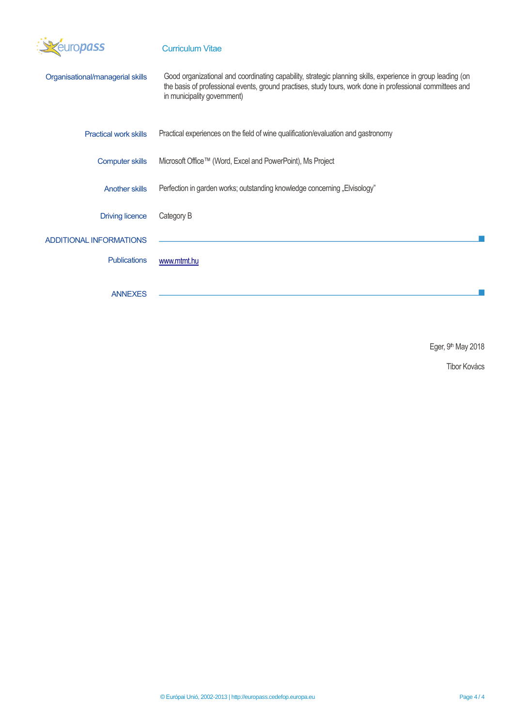**Organisational/managerial skills** Good organizational and coordinating capability, strategic planning skills, experience in group leading (on the basis of professional events, ground practises, study tours, work done in professional committees and in municipality government)

**Practical work skills** Practical experiences on the field of wine qualification/evaluation and gastronomy

**Computer skills** Microsoft Office™ (Word, Excel and PowerPoint), Ms Project

**Another skills** Perfection in garden works; outstanding knowledge concerning „Elvisology"

**Driving licence** Category B

## ADDITIONAL INFORMATIONS

**Publications** www.mtmt.hu

## ANNEXES

Eger, 9th May 2018

Tibor Kovács